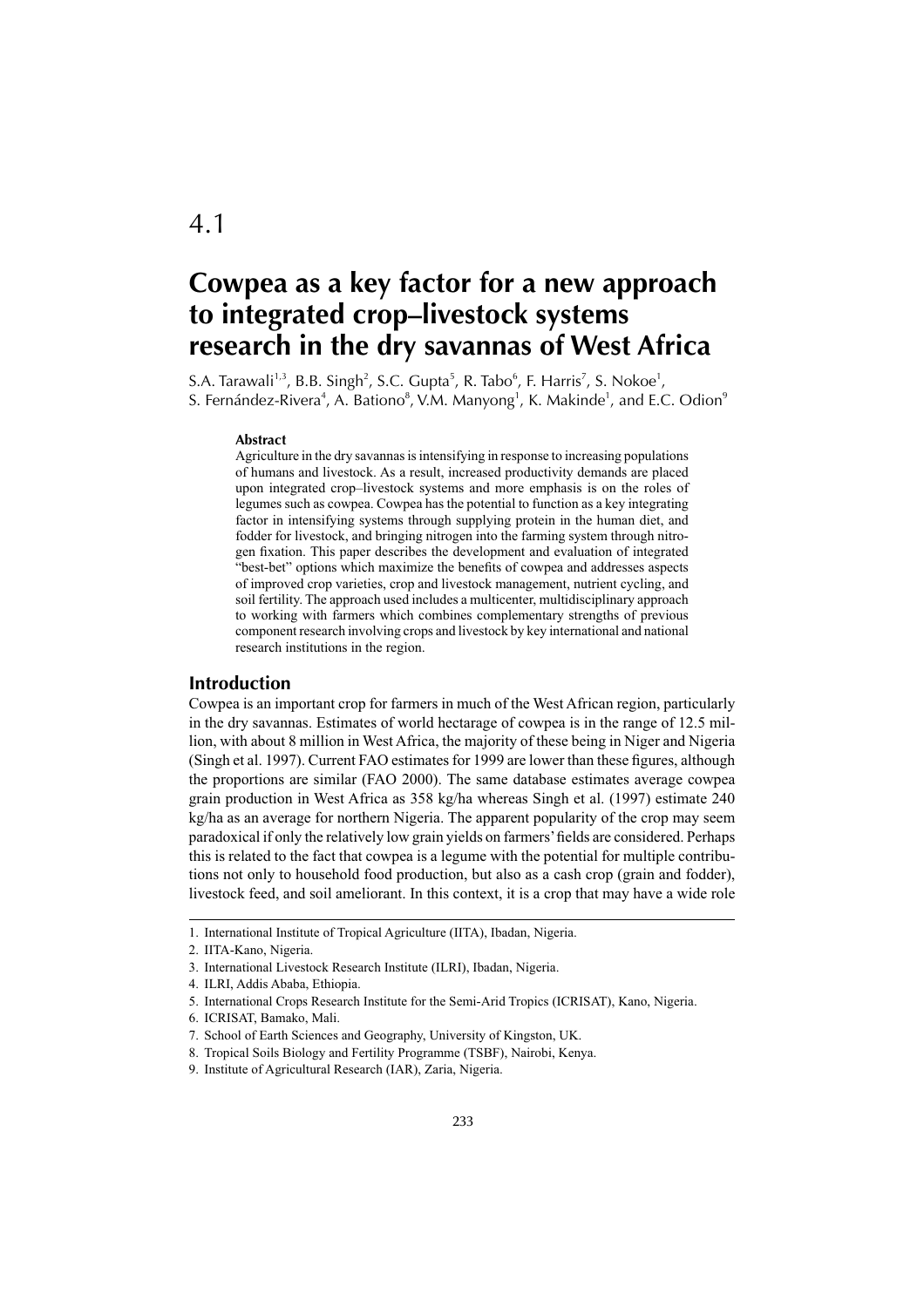4.1

# Cowpea as a key factor for a new approach to integrated crop–livestock systems research in the dry savannas of West Africa

S.A. Tarawali[1,3], B.B. Singh[2], S.C. Gupta[5], R. Tabo[6], F. Harris[7], S. Nokoe[1], S. Fernández-Rivera[4], A. Bationo[8], V.M. Manyong[1], K. Makinde[1], and E.C. Odion[9]

### Abstract

Agriculture in the dry savannas is intensifying in response to increasing populations of humans and livestock. As a result, increased productivity demands are placed upon integrated crop–livestock systems and more emphasis is on the roles of legumes such as cowpea. Cowpea has the potential to function as a key integrating factor in intensifying systems through supplying protein in the human diet, and fodder for livestock, and bringing nitrogen into the farming system through nitrogen fixation. This paper describes the development and evaluation of integrated "best-bet" options which maximize the benefits of cowpea and addresses aspects of improved crop varieties, crop and livestock management, nutrient cycling, and soil fertility. The approach used includes a multicenter, multidisciplinary approach to working with farmers which combines complementary strengths of previous component research involving crops and livestock by key international and national research institutions in the region.

## Introduction

Cowpea is an important crop for farmers in much of the West African region, particularly in the dry savannas. Estimates of world hectarage of cowpea is in the range of 12.5 million, with about 8 million in West Africa, the majority of these being in Niger and Nigeria (Singh et al. 1997). Current FAO estimates for 1999 are lower than these figures, although the proportions are similar (FAO 2000). The same database estimates average cowpea grain production in West Africa as 358 kg/ha whereas Singh et al. (1997) estimate 240 kg/ha as an average for northern Nigeria. The apparent popularity of the crop may seem paradoxical if only the relatively low grain yields on farmers' fields are considered. Perhaps this is related to the fact that cowpea is a legume with the potential for multiple contributions not only to household food production, but also as a cash crop (grain and fodder), livestock feed, and soil ameliorant. In this context, it is a crop that may have a wide role

1. International Institute of Tropical Agriculture (IITA), Ibadan, Nigeria.
2. IITA-Kano, Nigeria.
3. International Livestock Research Institute (ILRI), Ibadan, Nigeria.
4. ILRI, Addis Ababa, Ethiopia.
5. International Crops Research Institute for the Semi-Arid Tropics (ICRISAT), Kano, Nigeria.
6. ICRISAT, Bamako, Mali.
7. School of Earth Sciences and Geography, University of Kingston, UK.
8. Tropical Soils Biology and Fertility Programme (TSBF), Nairobi, Kenya.
9. Institute of Agricultural Research (IAR), Zaria, Nigeria.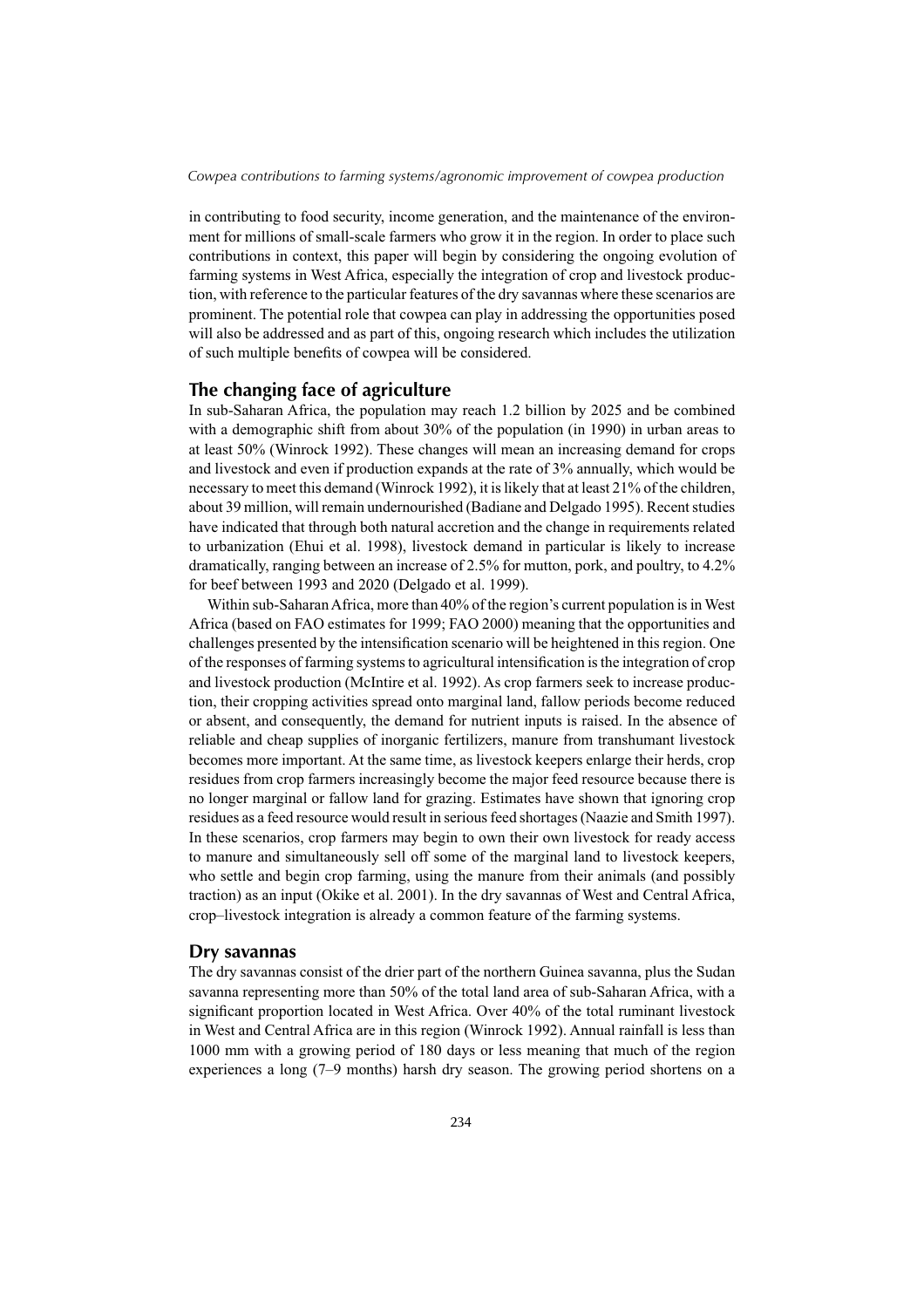in contributing to food security, income generation, and the maintenance of the environment for millions of small-scale farmers who grow it in the region. In order to place such contributions in context, this paper will begin by considering the ongoing evolution of farming systems in West Africa, especially the integration of crop and livestock production, with reference to the particular features of the dry savannas where these scenarios are prominent. The potential role that cowpea can play in addressing the opportunities posed will also be addressed and as part of this, ongoing research which includes the utilization of such multiple benefits of cowpea will be considered.

## The changing face of agriculture

In sub-Saharan Africa, the population may reach 1.2 billion by 2025 and be combined with a demographic shift from about 30% of the population (in 1990) in urban areas to at least 50% (Winrock 1992). These changes will mean an increasing demand for crops and livestock and even if production expands at the rate of 3% annually, which would be necessary to meet this demand (Winrock 1992), it is likely that at least 21% of the children, about 39 million, will remain undernourished (Badiane and Delgado 1995). Recent studies have indicated that through both natural accretion and the change in requirements related to urbanization (Ehui et al. 1998), livestock demand in particular is likely to increase dramatically, ranging between an increase of 2.5% for mutton, pork, and poultry, to 4.2% for beef between 1993 and 2020 (Delgado et al. 1999).

Within sub-Saharan Africa, more than 40% of the region's current population is in West Africa (based on FAO estimates for 1999; FAO 2000) meaning that the opportunities and challenges presented by the intensification scenario will be heightened in this region. One of the responses of farming systems to agricultural intensification is the integration of crop and livestock production (McIntire et al. 1992). As crop farmers seek to increase production, their cropping activities spread onto marginal land, fallow periods become reduced or absent, and consequently, the demand for nutrient inputs is raised. In the absence of reliable and cheap supplies of inorganic fertilizers, manure from transhumant livestock becomes more important. At the same time, as livestock keepers enlarge their herds, crop residues from crop farmers increasingly become the major feed resource because there is no longer marginal or fallow land for grazing. Estimates have shown that ignoring crop residues as a feed resource would result in serious feed shortages (Naazie and Smith 1997). In these scenarios, crop farmers may begin to own their own livestock for ready access to manure and simultaneously sell off some of the marginal land to livestock keepers, who settle and begin crop farming, using the manure from their animals (and possibly traction) as an input (Okike et al. 2001). In the dry savannas of West and Central Africa, crop–livestock integration is already a common feature of the farming systems.

## Dry savannas

The dry savannas consist of the drier part of the northern Guinea savanna, plus the Sudan savanna representing more than 50% of the total land area of sub-Saharan Africa, with a significant proportion located in West Africa. Over 40% of the total ruminant livestock in West and Central Africa are in this region (Winrock 1992). Annual rainfall is less than 1000 mm with a growing period of 180 days or less meaning that much of the region experiences a long (7–9 months) harsh dry season. The growing period shortens on a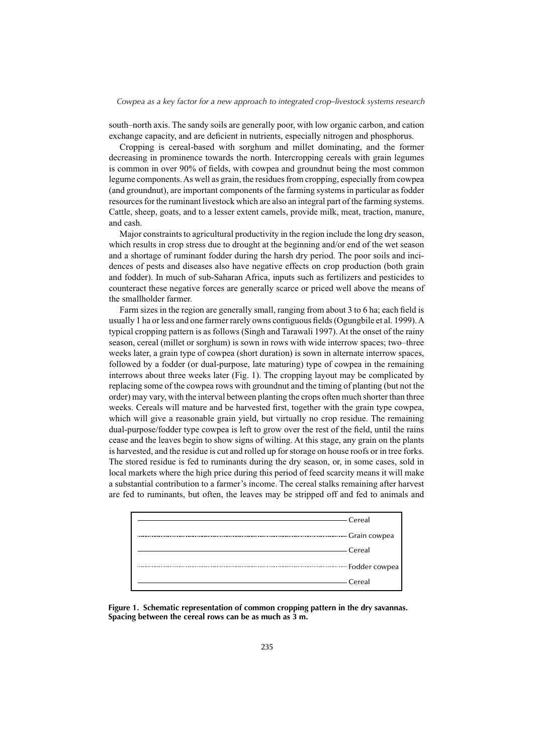south–north axis. The sandy soils are generally poor, with low organic carbon, and cation exchange capacity, and are deficient in nutrients, especially nitrogen and phosphorus.

Cropping is cereal-based with sorghum and millet dominating, and the former decreasing in prominence towards the north. Intercropping cereals with grain legumes is common in over 90% of fields, with cowpea and groundnut being the most common legume components. As well as grain, the residues from cropping, especially from cowpea (and groundnut), are important components of the farming systems in particular as fodder resources for the ruminant livestock which are also an integral part of the farming systems. Cattle, sheep, goats, and to a lesser extent camels, provide milk, meat, traction, manure, and cash.

Major constraints to agricultural productivity in the region include the long dry season, which results in crop stress due to drought at the beginning and/or end of the wet season and a shortage of ruminant fodder during the harsh dry period. The poor soils and incidences of pests and diseases also have negative effects on crop production (both grain and fodder). In much of sub-Saharan Africa, inputs such as fertilizers and pesticides to counteract these negative forces are generally scarce or priced well above the means of the smallholder farmer.

Farm sizes in the region are generally small, ranging from about 3 to 6 ha; each field is usually 1 ha or less and one farmer rarely owns contiguous fields (Ogungbile et al. 1999). A typical cropping pattern is as follows (Singh and Tarawali 1997). At the onset of the rainy season, cereal (millet or sorghum) is sown in rows with wide interrow spaces; two–three weeks later, a grain type of cowpea (short duration) is sown in alternate interrow spaces, followed by a fodder (or dual-purpose, late maturing) type of cowpea in the remaining interrows about three weeks later (Fig. 1). The cropping layout may be complicated by replacing some of the cowpea rows with groundnut and the timing of planting (but not the order) may vary, with the interval between planting the crops often much shorter than three weeks. Cereals will mature and be harvested first, together with the grain type cowpea, which will give a reasonable grain yield, but virtually no crop residue. The remaining dual-purpose/fodder type cowpea is left to grow over the rest of the field, until the rains cease and the leaves begin to show signs of wilting. At this stage, any grain on the plants is harvested, and the residue is cut and rolled up for storage on house roofs or in tree forks. The stored residue is fed to ruminants during the dry season, or, in some cases, sold in local markets where the high price during this period of feed scarcity means it will make a substantial contribution to a farmer's income. The cereal stalks remaining after harvest are fed to ruminants, but often, the leaves may be stripped off and fed to animals and

Cereal
Grain cowpea
Cereal
Fodder cowpea
Cereal

**Figure 1. Schematic representation of common cropping pattern in the dry savannas. Spacing between the cereal rows can be as much as 3 m.**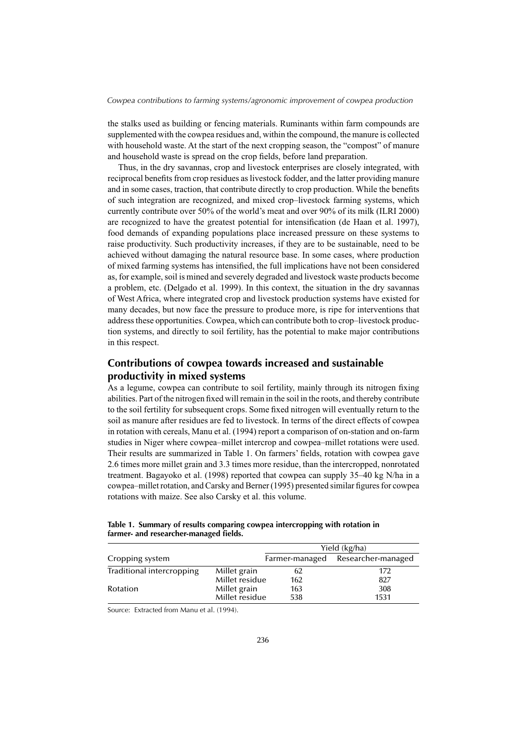the stalks used as building or fencing materials. Ruminants within farm compounds are supplemented with the cowpea residues and, within the compound, the manure is collected with household waste. At the start of the next cropping season, the "compost" of manure and household waste is spread on the crop fields, before land preparation.

Thus, in the dry savannas, crop and livestock enterprises are closely integrated, with reciprocal benefits from crop residues as livestock fodder, and the latter providing manure and in some cases, traction, that contribute directly to crop production. While the benefits of such integration are recognized, and mixed crop–livestock farming systems, which currently contribute over 50% of the world's meat and over 90% of its milk (ILRI 2000) are recognized to have the greatest potential for intensification (de Haan et al. 1997), food demands of expanding populations place increased pressure on these systems to raise productivity. Such productivity increases, if they are to be sustainable, need to be achieved without damaging the natural resource base. In some cases, where production of mixed farming systems has intensified, the full implications have not been considered as, for example, soil is mined and severely degraded and livestock waste products become a problem, etc. (Delgado et al. 1999). In this context, the situation in the dry savannas of West Africa, where integrated crop and livestock production systems have existed for many decades, but now face the pressure to produce more, is ripe for interventions that address these opportunities. Cowpea, which can contribute both to crop–livestock production systems, and directly to soil fertility, has the potential to make major contributions in this respect.

## Contributions of cowpea towards increased and sustainable productivity in mixed systems

As a legume, cowpea can contribute to soil fertility, mainly through its nitrogen fixing abilities. Part of the nitrogen fixed will remain in the soil in the roots, and thereby contribute to the soil fertility for subsequent crops. Some fixed nitrogen will eventually return to the soil as manure after residues are fed to livestock. In terms of the direct effects of cowpea in rotation with cereals, Manu et al. (1994) report a comparison of on-station and on-farm studies in Niger where cowpea–millet intercrop and cowpea–millet rotations were used. Their results are summarized in Table 1. On farmers' fields, rotation with cowpea gave 2.6 times more millet grain and 3.3 times more residue, than the intercropped, nonrotated treatment. Bagayoko et al. (1998) reported that cowpea can supply 35–40 kg N/ha in a cowpea–millet rotation, and Carsky and Berner (1995) presented similar figures for cowpea rotations with maize. See also Carsky et al. this volume.

**Table 1. Summary of results comparing cowpea intercropping with rotation in farmer- and researcher-managed fields.**

| Cropping system | | Yield (kg/ha) | |
|---|---|---|---|
| | | Farmer-managed | Researcher-managed |
| Traditional intercropping | Millet grain | 62 | 172 |
| | Millet residue | 162 | 827 |
| Rotation | Millet grain | 163 | 308 |
| | Millet residue | 538 | 1531 |

Source: Extracted from Manu et al. (1994).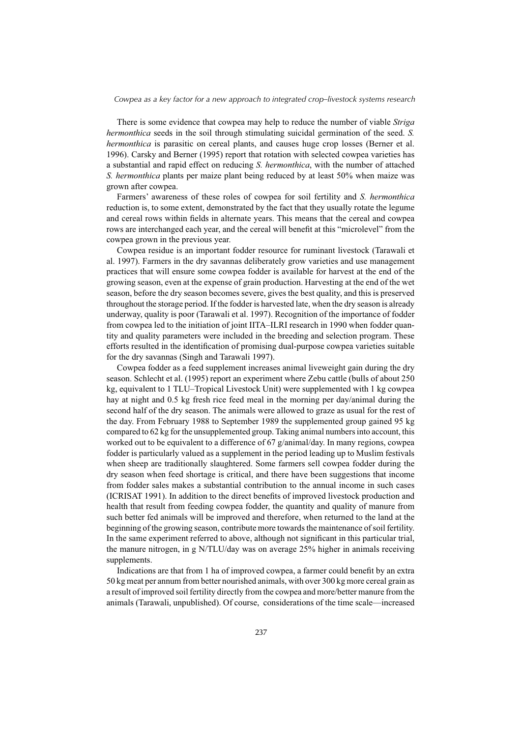There is some evidence that cowpea may help to reduce the number of viable *Striga hermonthica* seeds in the soil through stimulating suicidal germination of the seed. *S. hermonthica* is parasitic on cereal plants, and causes huge crop losses (Berner et al. 1996). Carsky and Berner (1995) report that rotation with selected cowpea varieties has a substantial and rapid effect on reducing *S. hermonthica*, with the number of attached *S. hermonthica* plants per maize plant being reduced by at least 50% when maize was grown after cowpea.

Farmers' awareness of these roles of cowpea for soil fertility and *S. hermonthica* reduction is, to some extent, demonstrated by the fact that they usually rotate the legume and cereal rows within fields in alternate years. This means that the cereal and cowpea rows are interchanged each year, and the cereal will benefit at this "microlevel" from the cowpea grown in the previous year.

Cowpea residue is an important fodder resource for ruminant livestock (Tarawali et al. 1997). Farmers in the dry savannas deliberately grow varieties and use management practices that will ensure some cowpea fodder is available for harvest at the end of the growing season, even at the expense of grain production. Harvesting at the end of the wet season, before the dry season becomes severe, gives the best quality, and this is preserved throughout the storage period. If the fodder is harvested late, when the dry season is already underway, quality is poor (Tarawali et al. 1997). Recognition of the importance of fodder from cowpea led to the initiation of joint IITA–ILRI research in 1990 when fodder quantity and quality parameters were included in the breeding and selection program. These efforts resulted in the identification of promising dual-purpose cowpea varieties suitable for the dry savannas (Singh and Tarawali 1997).

Cowpea fodder as a feed supplement increases animal liveweight gain during the dry season. Schlecht et al. (1995) report an experiment where Zebu cattle (bulls of about 250 kg, equivalent to 1 TLU–Tropical Livestock Unit) were supplemented with 1 kg cowpea hay at night and 0.5 kg fresh rice feed meal in the morning per day/animal during the second half of the dry season. The animals were allowed to graze as usual for the rest of the day. From February 1988 to September 1989 the supplemented group gained 95 kg compared to 62 kg for the unsupplemented group. Taking animal numbers into account, this worked out to be equivalent to a difference of 67 g/animal/day. In many regions, cowpea fodder is particularly valued as a supplement in the period leading up to Muslim festivals when sheep are traditionally slaughtered. Some farmers sell cowpea fodder during the dry season when feed shortage is critical, and there have been suggestions that income from fodder sales makes a substantial contribution to the annual income in such cases (ICRISAT 1991). In addition to the direct benefits of improved livestock production and health that result from feeding cowpea fodder, the quantity and quality of manure from such better fed animals will be improved and therefore, when returned to the land at the beginning of the growing season, contribute more towards the maintenance of soil fertility. In the same experiment referred to above, although not significant in this particular trial, the manure nitrogen, in g N/TLU/day was on average 25% higher in animals receiving supplements.

Indications are that from 1 ha of improved cowpea, a farmer could benefit by an extra 50 kg meat per annum from better nourished animals, with over 300 kg more cereal grain as a result of improved soil fertility directly from the cowpea and more/better manure from the animals (Tarawali, unpublished). Of course, considerations of the time scale—increased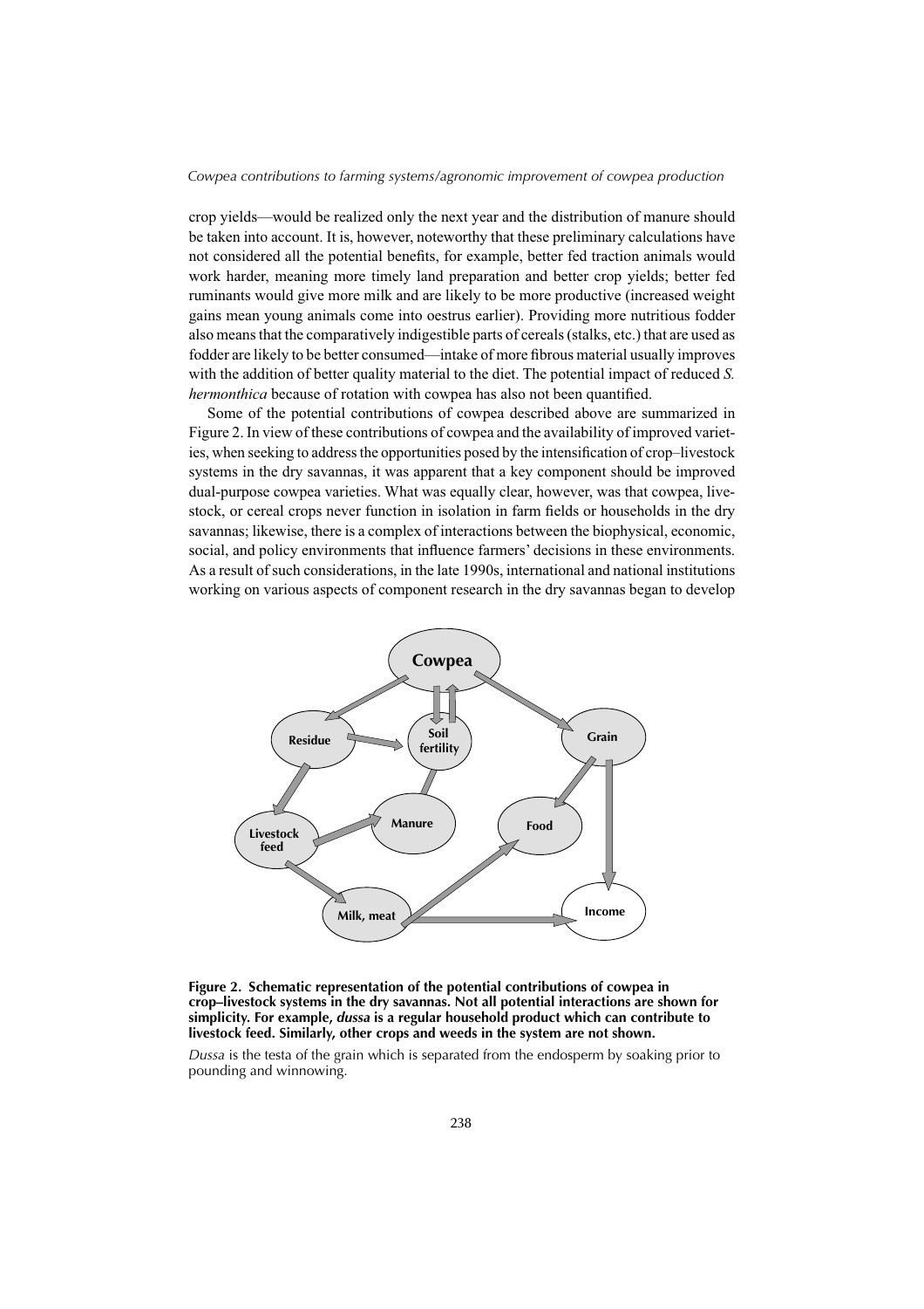crop yields—would be realized only the next year and the distribution of manure should be taken into account. It is, however, noteworthy that these preliminary calculations have not considered all the potential benefits, for example, better fed traction animals would work harder, meaning more timely land preparation and better crop yields; better fed ruminants would give more milk and are likely to be more productive (increased weight gains mean young animals come into oestrus earlier). Providing more nutritious fodder also means that the comparatively indigestible parts of cereals (stalks, etc.) that are used as fodder are likely to be better consumed—intake of more fibrous material usually improves with the addition of better quality material to the diet. The potential impact of reduced *S. hermonthica* because of rotation with cowpea has also not been quantified.

Some of the potential contributions of cowpea described above are summarized in Figure 2. In view of these contributions of cowpea and the availability of improved varieties, when seeking to address the opportunities posed by the intensification of crop–livestock systems in the dry savannas, it was apparent that a key component should be improved dual-purpose cowpea varieties. What was equally clear, however, was that cowpea, livestock, or cereal crops never function in isolation in farm fields or households in the dry savannas; likewise, there is a complex of interactions between the biophysical, economic, social, and policy environments that influence farmers' decisions in these environments. As a result of such considerations, in the late 1990s, international and national institutions working on various aspects of component research in the dry savannas began to develop

**Figure 2. Schematic representation of the potential contributions of cowpea in crop–livestock systems in the dry savannas. Not all potential interactions are shown for simplicity. For example, *dussa* is a regular household product which can contribute to livestock feed. Similarly, other crops and weeds in the system are not shown.**

*Dussa* is the testa of the grain which is separated from the endosperm by soaking prior to pounding and winnowing.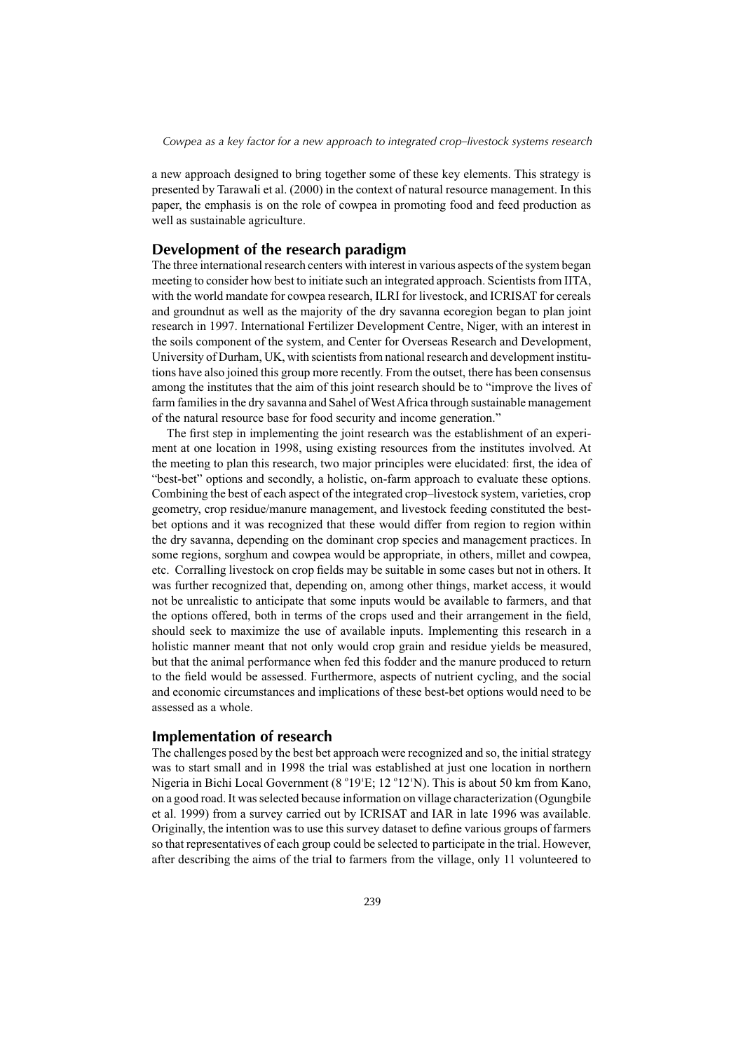a new approach designed to bring together some of these key elements. This strategy is presented by Tarawali et al. (2000) in the context of natural resource management. In this paper, the emphasis is on the role of cowpea in promoting food and feed production as well as sustainable agriculture.

## Development of the research paradigm

The three international research centers with interest in various aspects of the system began meeting to consider how best to initiate such an integrated approach. Scientists from IITA, with the world mandate for cowpea research, ILRI for livestock, and ICRISAT for cereals and groundnut as well as the majority of the dry savanna ecoregion began to plan joint research in 1997. International Fertilizer Development Centre, Niger, with an interest in the soils component of the system, and Center for Overseas Research and Development, University of Durham, UK, with scientists from national research and development institutions have also joined this group more recently. From the outset, there has been consensus among the institutes that the aim of this joint research should be to "improve the lives of farm families in the dry savanna and Sahel of West Africa through sustainable management of the natural resource base for food security and income generation."

The first step in implementing the joint research was the establishment of an experiment at one location in 1998, using existing resources from the institutes involved. At the meeting to plan this research, two major principles were elucidated: first, the idea of "best-bet" options and secondly, a holistic, on-farm approach to evaluate these options. Combining the best of each aspect of the integrated crop–livestock system, varieties, crop geometry, crop residue/manure management, and livestock feeding constituted the best-bet options and it was recognized that these would differ from region to region within the dry savanna, depending on the dominant crop species and management practices. In some regions, sorghum and cowpea would be appropriate, in others, millet and cowpea, etc. Corralling livestock on crop fields may be suitable in some cases but not in others. It was further recognized that, depending on, among other things, market access, it would not be unrealistic to anticipate that some inputs would be available to farmers, and that the options offered, both in terms of the crops used and their arrangement in the field, should seek to maximize the use of available inputs. Implementing this research in a holistic manner meant that not only would crop grain and residue yields be measured, but that the animal performance when fed this fodder and the manure produced to return to the field would be assessed. Furthermore, aspects of nutrient cycling, and the social and economic circumstances and implications of these best-bet options would need to be assessed as a whole.

## Implementation of research

The challenges posed by the best bet approach were recognized and so, the initial strategy was to start small and in 1998 the trial was established at just one location in northern Nigeria in Bichi Local Government (8 °19'E; 12 °12'N). This is about 50 km from Kano, on a good road. It was selected because information on village characterization (Ogungbile et al. 1999) from a survey carried out by ICRISAT and IAR in late 1996 was available. Originally, the intention was to use this survey dataset to define various groups of farmers so that representatives of each group could be selected to participate in the trial. However, after describing the aims of the trial to farmers from the village, only 11 volunteered to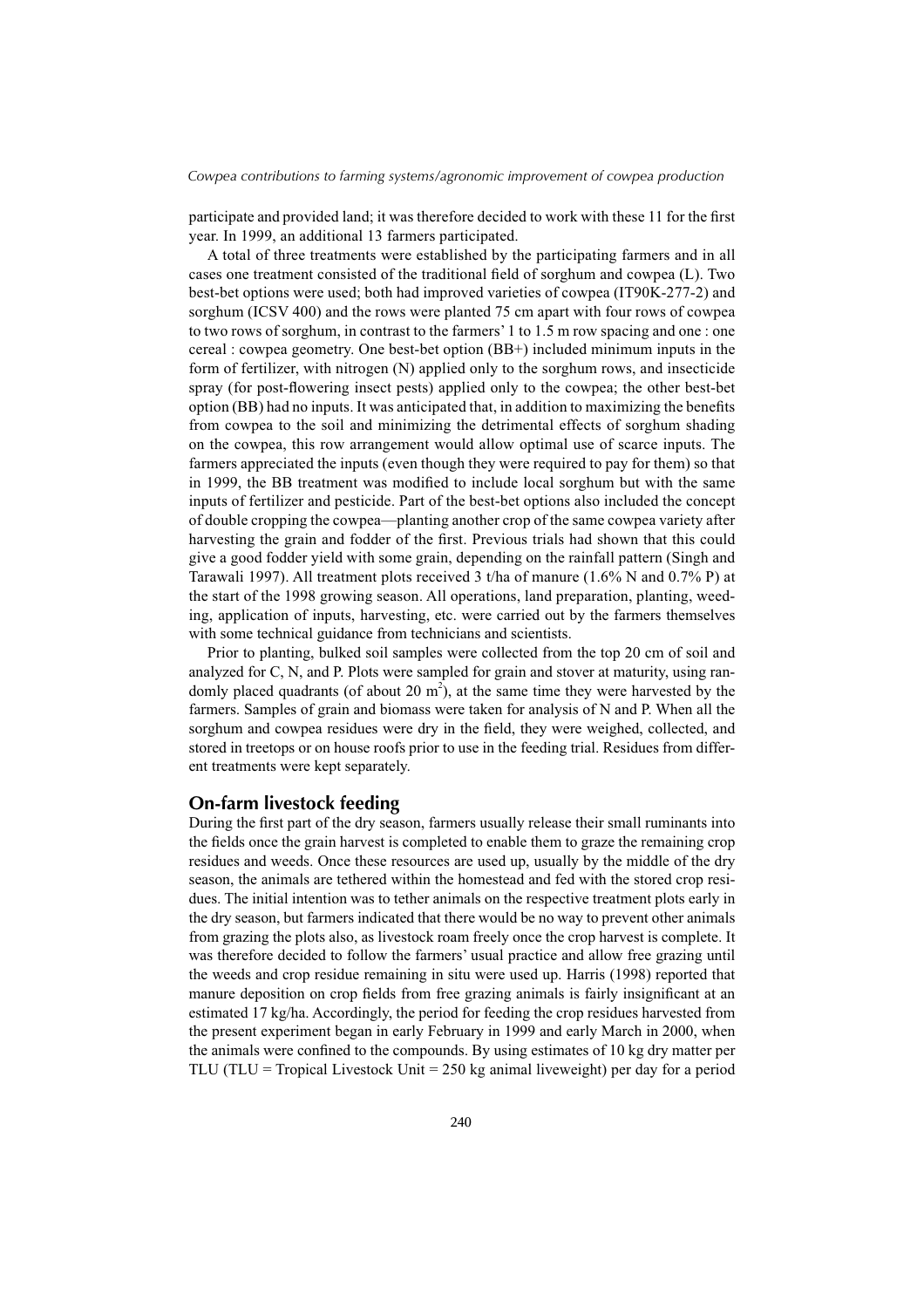participate and provided land; it was therefore decided to work with these 11 for the first year. In 1999, an additional 13 farmers participated.

A total of three treatments were established by the participating farmers and in all cases one treatment consisted of the traditional field of sorghum and cowpea (L). Two best-bet options were used; both had improved varieties of cowpea (IT90K-277-2) and sorghum (ICSV 400) and the rows were planted 75 cm apart with four rows of cowpea to two rows of sorghum, in contrast to the farmers' 1 to 1.5 m row spacing and one : one cereal : cowpea geometry. One best-bet option (BB+) included minimum inputs in the form of fertilizer, with nitrogen (N) applied only to the sorghum rows, and insecticide spray (for post-flowering insect pests) applied only to the cowpea; the other best-bet option (BB) had no inputs. It was anticipated that, in addition to maximizing the benefits from cowpea to the soil and minimizing the detrimental effects of sorghum shading on the cowpea, this row arrangement would allow optimal use of scarce inputs. The farmers appreciated the inputs (even though they were required to pay for them) so that in 1999, the BB treatment was modified to include local sorghum but with the same inputs of fertilizer and pesticide. Part of the best-bet options also included the concept of double cropping the cowpea—planting another crop of the same cowpea variety after harvesting the grain and fodder of the first. Previous trials had shown that this could give a good fodder yield with some grain, depending on the rainfall pattern (Singh and Tarawali 1997). All treatment plots received 3 t/ha of manure (1.6% N and 0.7% P) at the start of the 1998 growing season. All operations, land preparation, planting, weeding, application of inputs, harvesting, etc. were carried out by the farmers themselves with some technical guidance from technicians and scientists.

Prior to planting, bulked soil samples were collected from the top 20 cm of soil and analyzed for C, N, and P. Plots were sampled for grain and stover at maturity, using randomly placed quadrants (of about 20 $m^2$), at the same time they were harvested by the farmers. Samples of grain and biomass were taken for analysis of N and P. When all the sorghum and cowpea residues were dry in the field, they were weighed, collected, and stored in treetops or on house roofs prior to use in the feeding trial. Residues from different treatments were kept separately.

## On-farm livestock feeding

During the first part of the dry season, farmers usually release their small ruminants into the fields once the grain harvest is completed to enable them to graze the remaining crop residues and weeds. Once these resources are used up, usually by the middle of the dry season, the animals are tethered within the homestead and fed with the stored crop residues. The initial intention was to tether animals on the respective treatment plots early in the dry season, but farmers indicated that there would be no way to prevent other animals from grazing the plots also, as livestock roam freely once the crop harvest is complete. It was therefore decided to follow the farmers' usual practice and allow free grazing until the weeds and crop residue remaining in situ were used up. Harris (1998) reported that manure deposition on crop fields from free grazing animals is fairly insignificant at an estimated 17 kg/ha. Accordingly, the period for feeding the crop residues harvested from the present experiment began in early February in 1999 and early March in 2000, when the animals were confined to the compounds. By using estimates of 10 kg dry matter per TLU (TLU = Tropical Livestock Unit = 250 kg animal liveweight) per day for a period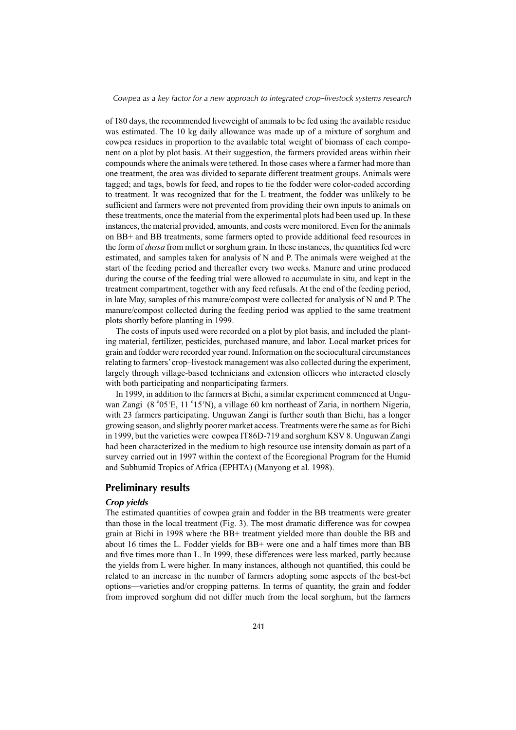of 180 days, the recommended liveweight of animals to be fed using the available residue was estimated. The 10 kg daily allowance was made up of a mixture of sorghum and cowpea residues in proportion to the available total weight of biomass of each component on a plot by plot basis. At their suggestion, the farmers provided areas within their compounds where the animals were tethered. In those cases where a farmer had more than one treatment, the area was divided to separate different treatment groups. Animals were tagged; and tags, bowls for feed, and ropes to tie the fodder were color-coded according to treatment. It was recognized that for the L treatment, the fodder was unlikely to be sufficient and farmers were not prevented from providing their own inputs to animals on these treatments, once the material from the experimental plots had been used up. In these instances, the material provided, amounts, and costs were monitored. Even for the animals on BB+ and BB treatments, some farmers opted to provide additional feed resources in the form of *dussa* from millet or sorghum grain. In these instances, the quantities fed were estimated, and samples taken for analysis of N and P. The animals were weighed at the start of the feeding period and thereafter every two weeks. Manure and urine produced during the course of the feeding trial were allowed to accumulate in situ, and kept in the treatment compartment, together with any feed refusals. At the end of the feeding period, in late May, samples of this manure/compost were collected for analysis of N and P. The manure/compost collected during the feeding period was applied to the same treatment plots shortly before planting in 1999.

The costs of inputs used were recorded on a plot by plot basis, and included the planting material, fertilizer, pesticides, purchased manure, and labor. Local market prices for grain and fodder were recorded year round. Information on the sociocultural circumstances relating to farmers' crop–livestock management was also collected during the experiment, largely through village-based technicians and extension officers who interacted closely with both participating and nonparticipating farmers.

In 1999, in addition to the farmers at Bichi, a similar experiment commenced at Unguwan Zangi (8 °05'E, 11 °15'N), a village 60 km northeast of Zaria, in northern Nigeria, with 23 farmers participating. Unguwan Zangi is further south than Bichi, has a longer growing season, and slightly poorer market access. Treatments were the same as for Bichi in 1999, but the varieties were cowpea IT86D-719 and sorghum KSV 8. Unguwan Zangi had been characterized in the medium to high resource use intensity domain as part of a survey carried out in 1997 within the context of the Ecoregional Program for the Humid and Subhumid Tropics of Africa (EPHTA) (Manyong et al. 1998).

## Preliminary results

### *Crop yields*

The estimated quantities of cowpea grain and fodder in the BB treatments were greater than those in the local treatment (Fig. 3). The most dramatic difference was for cowpea grain at Bichi in 1998 where the BB+ treatment yielded more than double the BB and about 16 times the L. Fodder yields for BB+ were one and a half times more than BB and five times more than L. In 1999, these differences were less marked, partly because the yields from L were higher. In many instances, although not quantified, this could be related to an increase in the number of farmers adopting some aspects of the best-bet options—varieties and/or cropping patterns. In terms of quantity, the grain and fodder from improved sorghum did not differ much from the local sorghum, but the farmers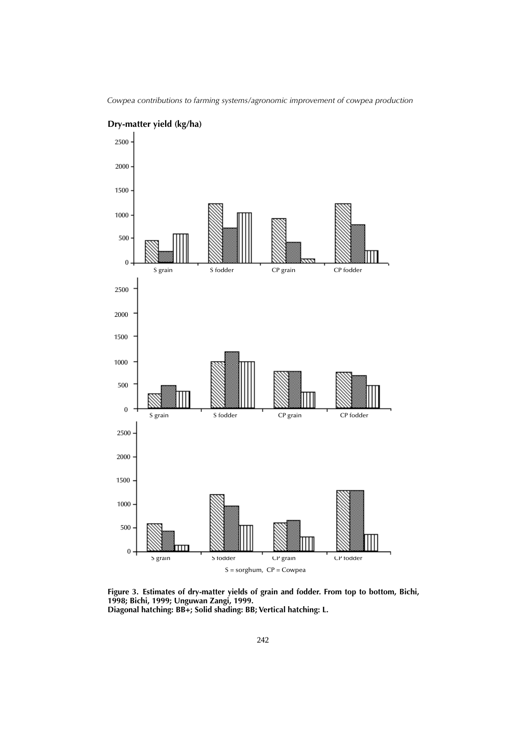Dry-matter yield (kg/ha)

S = sorghum, CP = Cowpea

**Figure 3. Estimates of dry-matter yields of grain and fodder. From top to bottom, Bichi, 1998; Bichi, 1999; Unguwan Zangi, 1999.**
**Diagonal hatching: BB+; Solid shading: BB; Vertical hatching: L.**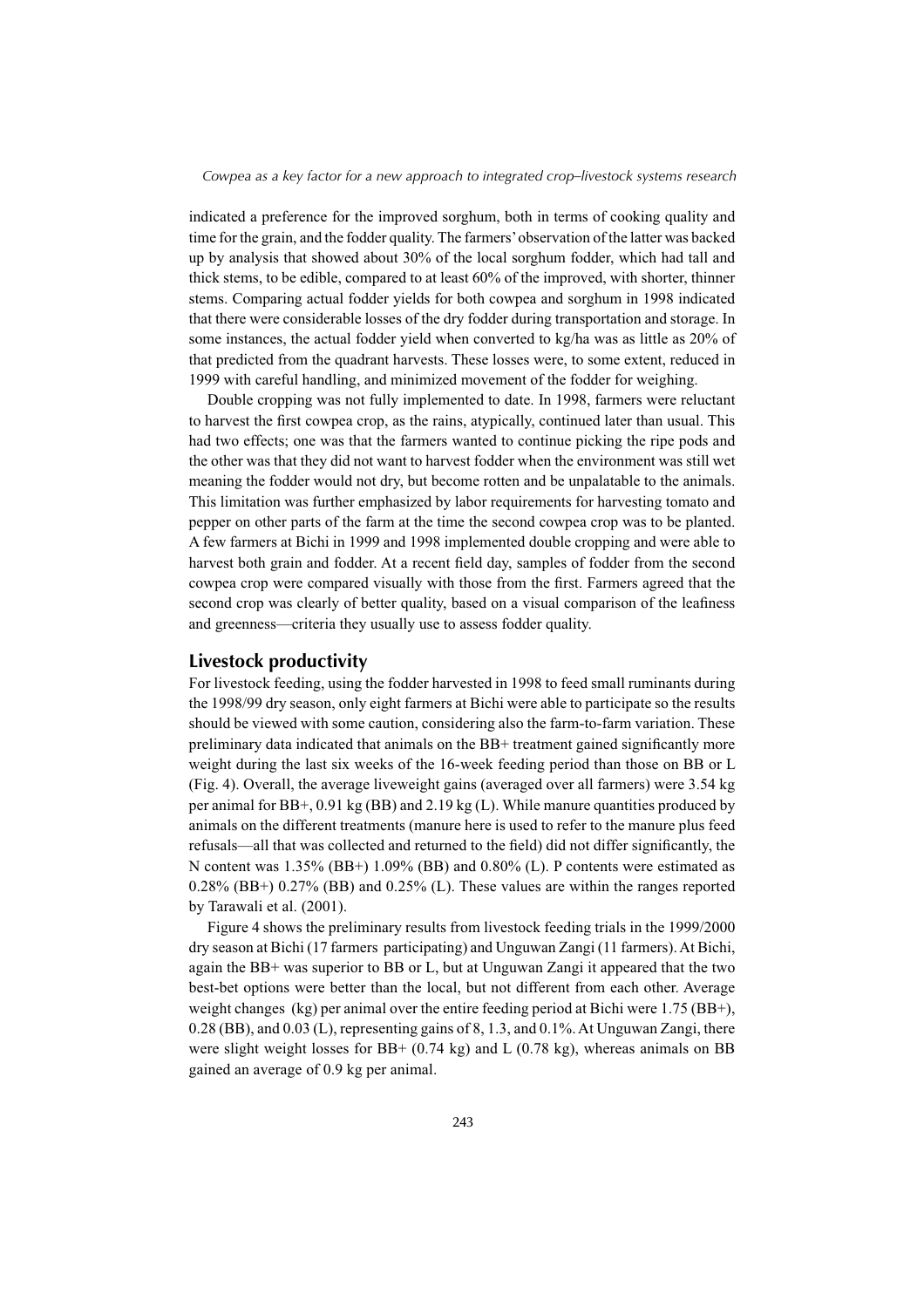indicated a preference for the improved sorghum, both in terms of cooking quality and time for the grain, and the fodder quality. The farmers' observation of the latter was backed up by analysis that showed about 30% of the local sorghum fodder, which had tall and thick stems, to be edible, compared to at least 60% of the improved, with shorter, thinner stems. Comparing actual fodder yields for both cowpea and sorghum in 1998 indicated that there were considerable losses of the dry fodder during transportation and storage. In some instances, the actual fodder yield when converted to kg/ha was as little as 20% of that predicted from the quadrant harvests. These losses were, to some extent, reduced in 1999 with careful handling, and minimized movement of the fodder for weighing.

Double cropping was not fully implemented to date. In 1998, farmers were reluctant to harvest the first cowpea crop, as the rains, atypically, continued later than usual. This had two effects; one was that the farmers wanted to continue picking the ripe pods and the other was that they did not want to harvest fodder when the environment was still wet meaning the fodder would not dry, but become rotten and be unpalatable to the animals. This limitation was further emphasized by labor requirements for harvesting tomato and pepper on other parts of the farm at the time the second cowpea crop was to be planted. A few farmers at Bichi in 1999 and 1998 implemented double cropping and were able to harvest both grain and fodder. At a recent field day, samples of fodder from the second cowpea crop were compared visually with those from the first. Farmers agreed that the second crop was clearly of better quality, based on a visual comparison of the leafiness and greenness—criteria they usually use to assess fodder quality.

## Livestock productivity

For livestock feeding, using the fodder harvested in 1998 to feed small ruminants during the 1998/99 dry season, only eight farmers at Bichi were able to participate so the results should be viewed with some caution, considering also the farm-to-farm variation. These preliminary data indicated that animals on the BB+ treatment gained significantly more weight during the last six weeks of the 16-week feeding period than those on BB or L (Fig. 4). Overall, the average liveweight gains (averaged over all farmers) were 3.54 kg per animal for BB+, 0.91 kg (BB) and 2.19 kg (L). While manure quantities produced by animals on the different treatments (manure here is used to refer to the manure plus feed refusals—all that was collected and returned to the field) did not differ significantly, the N content was 1.35% (BB+) 1.09% (BB) and 0.80% (L). P contents were estimated as 0.28% (BB+) 0.27% (BB) and 0.25% (L). These values are within the ranges reported by Tarawali et al. (2001).

Figure 4 shows the preliminary results from livestock feeding trials in the 1999/2000 dry season at Bichi (17 farmers participating) and Unguwan Zangi (11 farmers). At Bichi, again the BB+ was superior to BB or L, but at Unguwan Zangi it appeared that the two best-bet options were better than the local, but not different from each other. Average weight changes (kg) per animal over the entire feeding period at Bichi were 1.75 (BB+), 0.28 (BB), and 0.03 (L), representing gains of 8, 1.3, and 0.1%. At Unguwan Zangi, there were slight weight losses for BB+ (0.74 kg) and L (0.78 kg), whereas animals on BB gained an average of 0.9 kg per animal.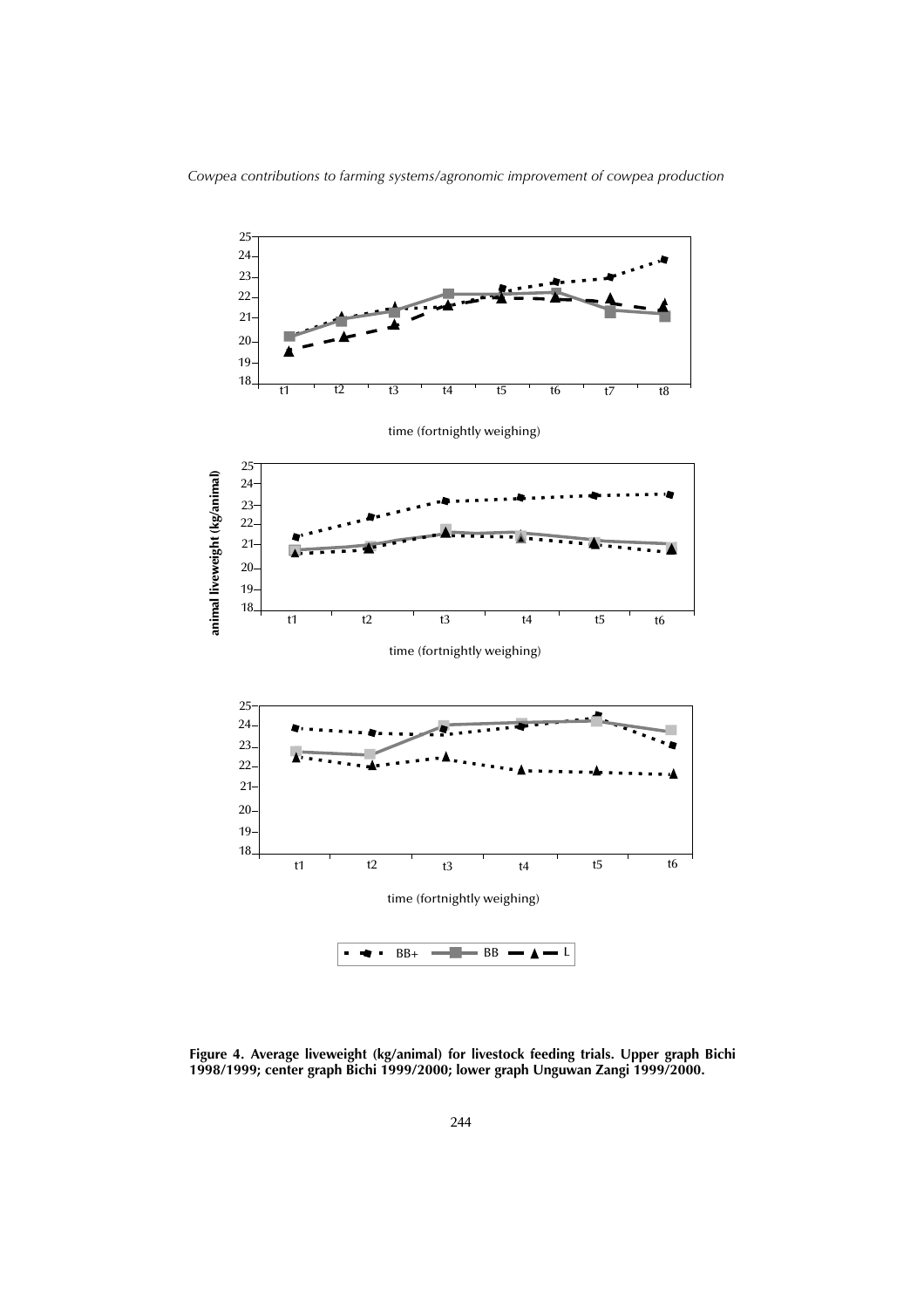Figure 4. Average liveweight (kg/animal) for livestock feeding trials. Upper graph Bichi 1998/1999; center graph Bichi 1999/2000; lower graph Unguwan Zangi 1999/2000.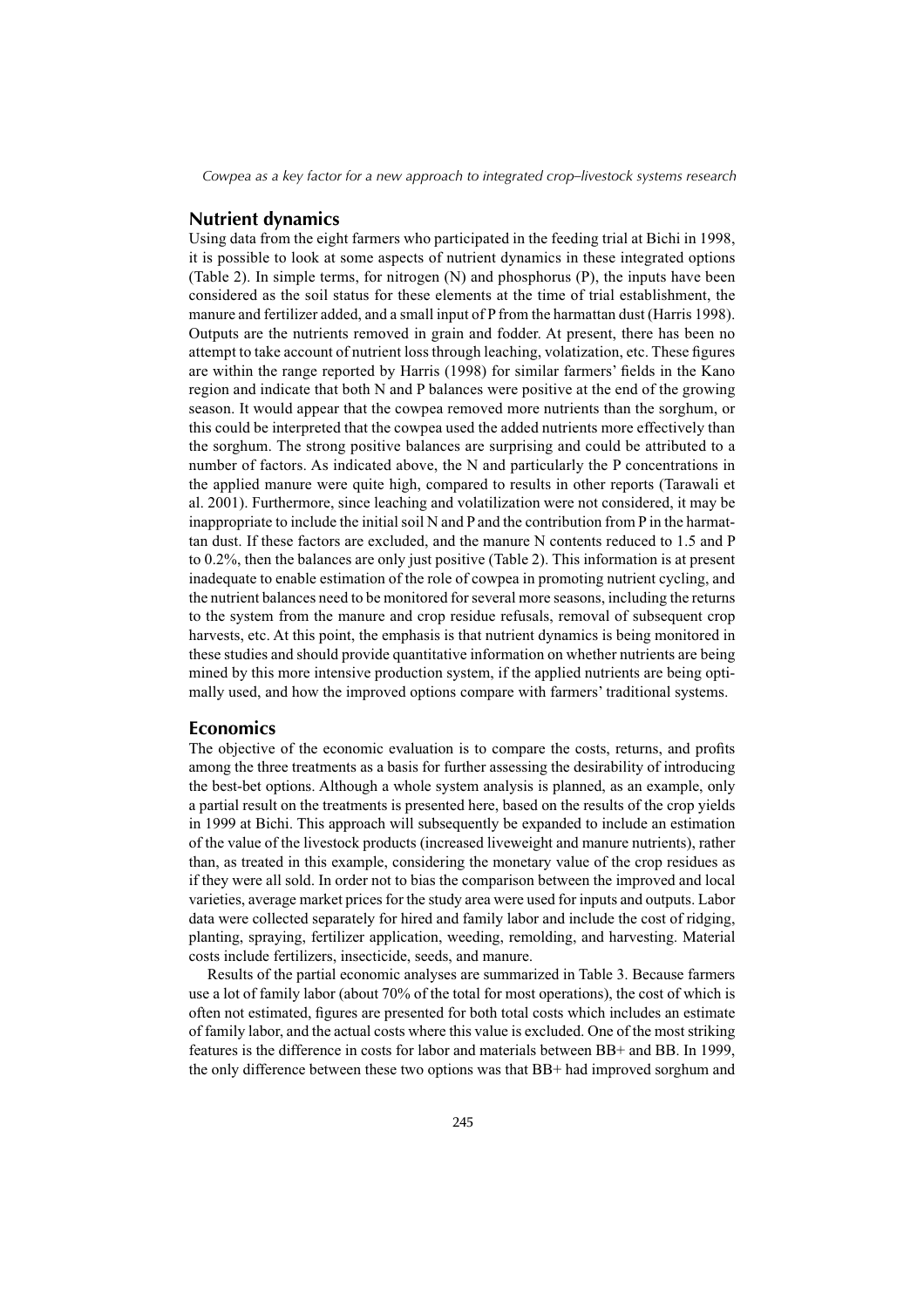## Nutrient dynamics

Using data from the eight farmers who participated in the feeding trial at Bichi in 1998, it is possible to look at some aspects of nutrient dynamics in these integrated options (Table 2). In simple terms, for nitrogen (N) and phosphorus (P), the inputs have been considered as the soil status for these elements at the time of trial establishment, the manure and fertilizer added, and a small input of P from the harmattan dust (Harris 1998). Outputs are the nutrients removed in grain and fodder. At present, there has been no attempt to take account of nutrient loss through leaching, volatization, etc. These figures are within the range reported by Harris (1998) for similar farmers' fields in the Kano region and indicate that both N and P balances were positive at the end of the growing season. It would appear that the cowpea removed more nutrients than the sorghum, or this could be interpreted that the cowpea used the added nutrients more effectively than the sorghum. The strong positive balances are surprising and could be attributed to a number of factors. As indicated above, the N and particularly the P concentrations in the applied manure were quite high, compared to results in other reports (Tarawali et al. 2001). Furthermore, since leaching and volatilization were not considered, it may be inappropriate to include the initial soil N and P and the contribution from P in the harmattan dust. If these factors are excluded, and the manure N contents reduced to 1.5 and P to 0.2%, then the balances are only just positive (Table 2). This information is at present inadequate to enable estimation of the role of cowpea in promoting nutrient cycling, and the nutrient balances need to be monitored for several more seasons, including the returns to the system from the manure and crop residue refusals, removal of subsequent crop harvests, etc. At this point, the emphasis is that nutrient dynamics is being monitored in these studies and should provide quantitative information on whether nutrients are being mined by this more intensive production system, if the applied nutrients are being optimally used, and how the improved options compare with farmers' traditional systems.

## Economics

The objective of the economic evaluation is to compare the costs, returns, and profits among the three treatments as a basis for further assessing the desirability of introducing the best-bet options. Although a whole system analysis is planned, as an example, only a partial result on the treatments is presented here, based on the results of the crop yields in 1999 at Bichi. This approach will subsequently be expanded to include an estimation of the value of the livestock products (increased liveweight and manure nutrients), rather than, as treated in this example, considering the monetary value of the crop residues as if they were all sold. In order not to bias the comparison between the improved and local varieties, average market prices for the study area were used for inputs and outputs. Labor data were collected separately for hired and family labor and include the cost of ridging, planting, spraying, fertilizer application, weeding, remolding, and harvesting. Material costs include fertilizers, insecticide, seeds, and manure.

Results of the partial economic analyses are summarized in Table 3. Because farmers use a lot of family labor (about 70% of the total for most operations), the cost of which is often not estimated, figures are presented for both total costs which includes an estimate of family labor, and the actual costs where this value is excluded. One of the most striking features is the difference in costs for labor and materials between BB+ and BB. In 1999, the only difference between these two options was that BB+ had improved sorghum and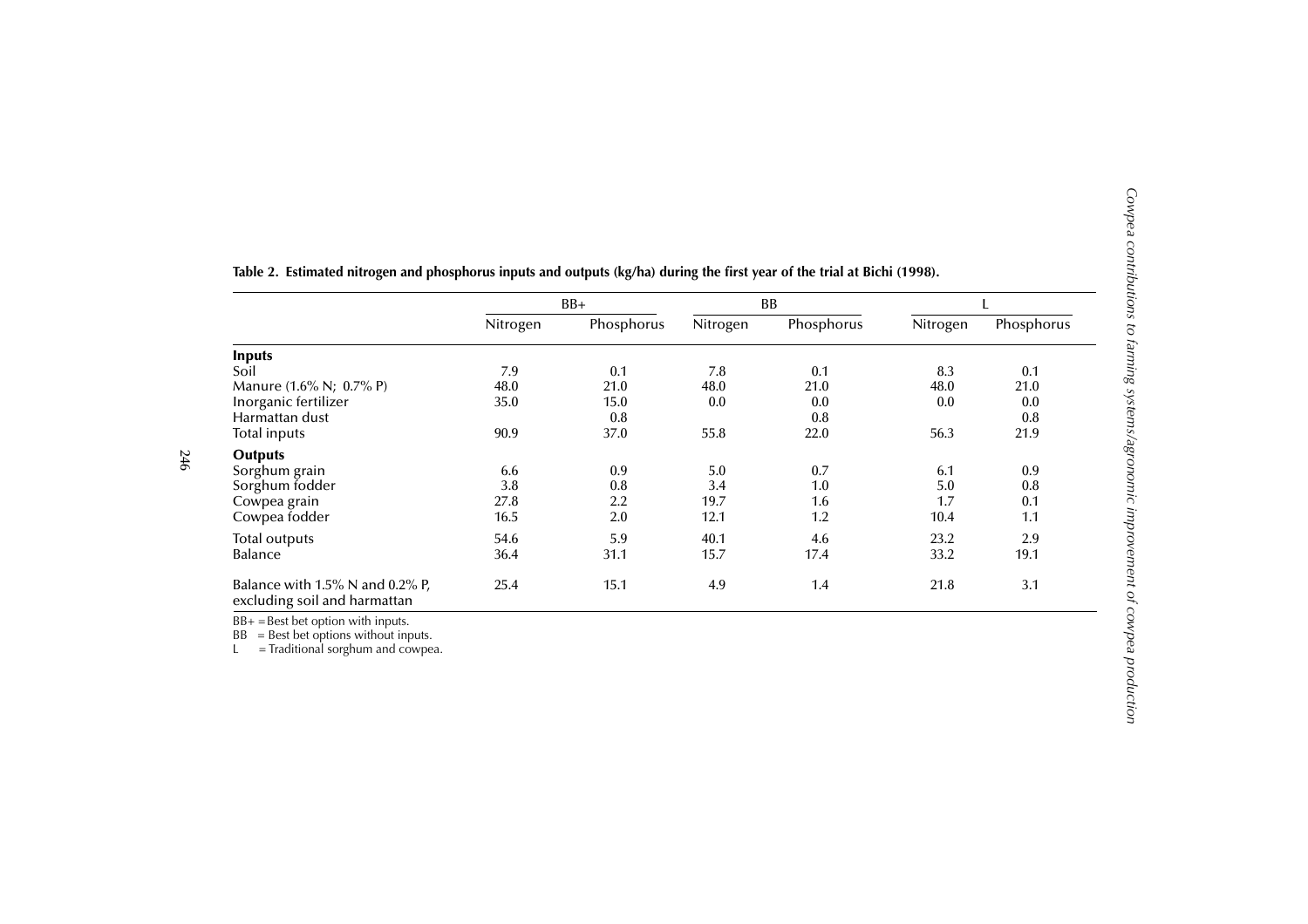**Table 2. Estimated nitrogen and phosphorus inputs and outputs (kg/ha) during the first year of the trial at Bichi (1998).**

| | BB+ | | BB | | L | |
|---|---|---|---|---|---|---|
| | Nitrogen | Phosphorus | Nitrogen | Phosphorus | Nitrogen | Phosphorus |
| **Inputs** | | | | | | |
| Soil | 7.9 | 0.1 | 7.8 | 0.1 | 8.3 | 0.1 |
| Manure (1.6% N; 0.7% P) | 48.0 | 21.0 | 48.0 | 21.0 | 48.0 | 21.0 |
| Inorganic fertilizer | 35.0 | 15.0 | 0.0 | 0.0 | 0.0 | 0.0 |
| Harmattan dust | | 0.8 | | 0.8 | | 0.8 |
| Total inputs | 90.9 | 37.0 | 55.8 | 22.0 | 56.3 | 21.9 |
| **Outputs** | | | | | | |
| Sorghum grain | 6.6 | 0.9 | 5.0 | 0.7 | 6.1 | 0.9 |
| Sorghum fodder | 3.8 | 0.8 | 3.4 | 1.0 | 5.0 | 0.8 |
| Cowpea grain | 27.8 | 2.2 | 19.7 | 1.6 | 1.7 | 0.1 |
| Cowpea fodder | 16.5 | 2.0 | 12.1 | 1.2 | 10.4 | 1.1 |
| Total outputs | 54.6 | 5.9 | 40.1 | 4.6 | 23.2 | 2.9 |
| Balance | 36.4 | 31.1 | 15.7 | 17.4 | 33.2 | 19.1 |
| Balance with 1.5% N and 0.2% P, excluding soil and harmattan | 25.4 | 15.1 | 4.9 | 1.4 | 21.8 | 3.1 |

BB+ = Best bet option with inputs.
BB = Best bet options without inputs.
L = Traditional sorghum and cowpea.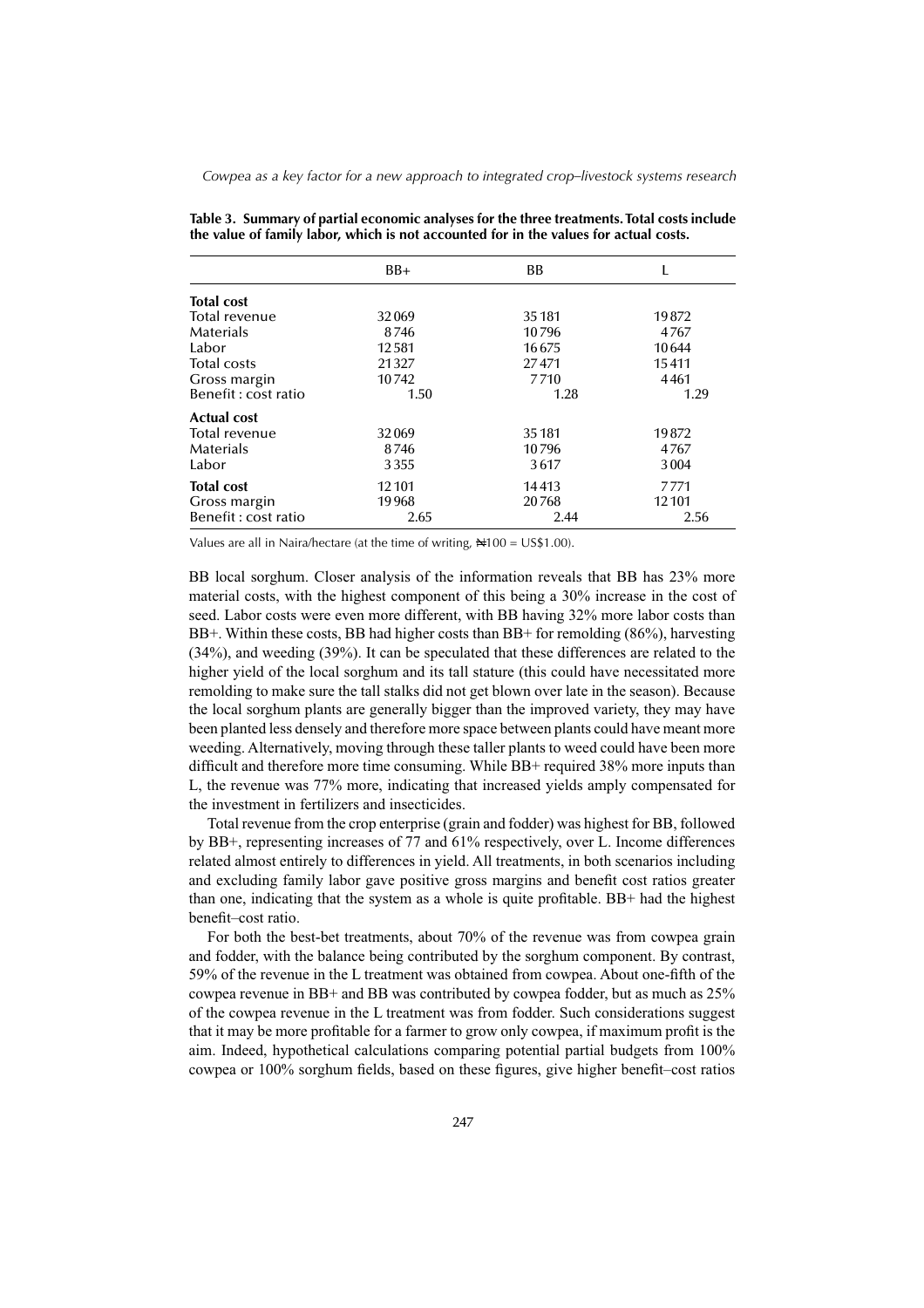**Table 3. Summary of partial economic analyses for the three treatments. Total costs include the value of family labor, which is not accounted for in the values for actual costs.**

| | BB+ | BB | L |
|---|---|---|---|
| **Total cost** | | | |
| Total revenue | 32 069 | 35 181 | 19 872 |
| Materials | 8 746 | 10 796 | 4 767 |
| Labor | 12 581 | 16 675 | 10 644 |
| Total costs | 21 327 | 27 471 | 15 411 |
| Gross margin | 10 742 | 7 710 | 4 461 |
| Benefit : cost ratio | 1.50 | 1.28 | 1.29 |
| **Actual cost** | | | |
| Total revenue | 32 069 | 35 181 | 19 872 |
| Materials | 8 746 | 10 796 | 4 767 |
| Labor | 3 355 | 3 617 | 3 004 |
| **Total cost** | 12 101 | 14 413 | 7 771 |
| Gross margin | 19 968 | 20 768 | 12 101 |
| Benefit : cost ratio | 2.65 | 2.44 | 2.56 |

Values are all in Naira/hectare (at the time of writing, ₦100 = US$1.00).

BB local sorghum. Closer analysis of the information reveals that BB has 23% more material costs, with the highest component of this being a 30% increase in the cost of seed. Labor costs were even more different, with BB having 32% more labor costs than BB+. Within these costs, BB had higher costs than BB+ for remolding (86%), harvesting (34%), and weeding (39%). It can be speculated that these differences are related to the higher yield of the local sorghum and its tall stature (this could have necessitated more remolding to make sure the tall stalks did not get blown over late in the season). Because the local sorghum plants are generally bigger than the improved variety, they may have been planted less densely and therefore more space between plants could have meant more weeding. Alternatively, moving through these taller plants to weed could have been more difficult and therefore more time consuming. While BB+ required 38% more inputs than L, the revenue was 77% more, indicating that increased yields amply compensated for the investment in fertilizers and insecticides.

Total revenue from the crop enterprise (grain and fodder) was highest for BB, followed by BB+, representing increases of 77 and 61% respectively, over L. Income differences related almost entirely to differences in yield. All treatments, in both scenarios including and excluding family labor gave positive gross margins and benefit cost ratios greater than one, indicating that the system as a whole is quite profitable. BB+ had the highest benefit–cost ratio.

For both the best-bet treatments, about 70% of the revenue was from cowpea grain and fodder, with the balance being contributed by the sorghum component. By contrast, 59% of the revenue in the L treatment was obtained from cowpea. About one-fifth of the cowpea revenue in BB+ and BB was contributed by cowpea fodder, but as much as 25% of the cowpea revenue in the L treatment was from fodder. Such considerations suggest that it may be more profitable for a farmer to grow only cowpea, if maximum profit is the aim. Indeed, hypothetical calculations comparing potential partial budgets from 100% cowpea or 100% sorghum fields, based on these figures, give higher benefit–cost ratios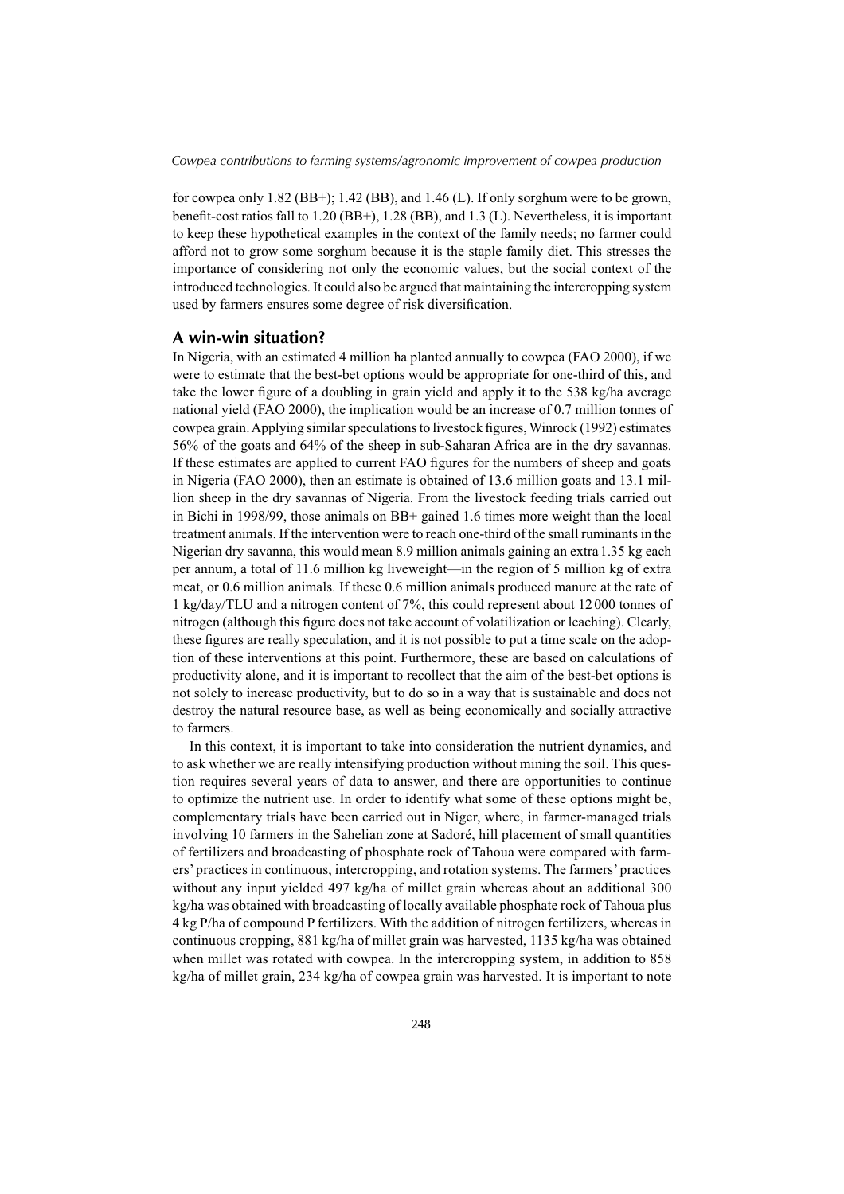for cowpea only 1.82 (BB+); 1.42 (BB), and 1.46 (L). If only sorghum were to be grown, benefit-cost ratios fall to 1.20 (BB+), 1.28 (BB), and 1.3 (L). Nevertheless, it is important to keep these hypothetical examples in the context of the family needs; no farmer could afford not to grow some sorghum because it is the staple family diet. This stresses the importance of considering not only the economic values, but the social context of the introduced technologies. It could also be argued that maintaining the intercropping system used by farmers ensures some degree of risk diversification.

## A win-win situation?

In Nigeria, with an estimated 4 million ha planted annually to cowpea (FAO 2000), if we were to estimate that the best-bet options would be appropriate for one-third of this, and take the lower figure of a doubling in grain yield and apply it to the 538 kg/ha average national yield (FAO 2000), the implication would be an increase of 0.7 million tonnes of cowpea grain. Applying similar speculations to livestock figures, Winrock (1992) estimates 56% of the goats and 64% of the sheep in sub-Saharan Africa are in the dry savannas. If these estimates are applied to current FAO figures for the numbers of sheep and goats in Nigeria (FAO 2000), then an estimate is obtained of 13.6 million goats and 13.1 million sheep in the dry savannas of Nigeria. From the livestock feeding trials carried out in Bichi in 1998/99, those animals on BB+ gained 1.6 times more weight than the local treatment animals. If the intervention were to reach one-third of the small ruminants in the Nigerian dry savanna, this would mean 8.9 million animals gaining an extra 1.35 kg each per annum, a total of 11.6 million kg liveweight—in the region of 5 million kg of extra meat, or 0.6 million animals. If these 0.6 million animals produced manure at the rate of 1 kg/day/TLU and a nitrogen content of 7%, this could represent about 12 000 tonnes of nitrogen (although this figure does not take account of volatilization or leaching). Clearly, these figures are really speculation, and it is not possible to put a time scale on the adoption of these interventions at this point. Furthermore, these are based on calculations of productivity alone, and it is important to recollect that the aim of the best-bet options is not solely to increase productivity, but to do so in a way that is sustainable and does not destroy the natural resource base, as well as being economically and socially attractive to farmers.

In this context, it is important to take into consideration the nutrient dynamics, and to ask whether we are really intensifying production without mining the soil. This question requires several years of data to answer, and there are opportunities to continue to optimize the nutrient use. In order to identify what some of these options might be, complementary trials have been carried out in Niger, where, in farmer-managed trials involving 10 farmers in the Sahelian zone at Sadoré, hill placement of small quantities of fertilizers and broadcasting of phosphate rock of Tahoua were compared with farmers' practices in continuous, intercropping, and rotation systems. The farmers' practices without any input yielded 497 kg/ha of millet grain whereas about an additional 300 kg/ha was obtained with broadcasting of locally available phosphate rock of Tahoua plus 4 kg P/ha of compound P fertilizers. With the addition of nitrogen fertilizers, whereas in continuous cropping, 881 kg/ha of millet grain was harvested, 1135 kg/ha was obtained when millet was rotated with cowpea. In the intercropping system, in addition to 858 kg/ha of millet grain, 234 kg/ha of cowpea grain was harvested. It is important to note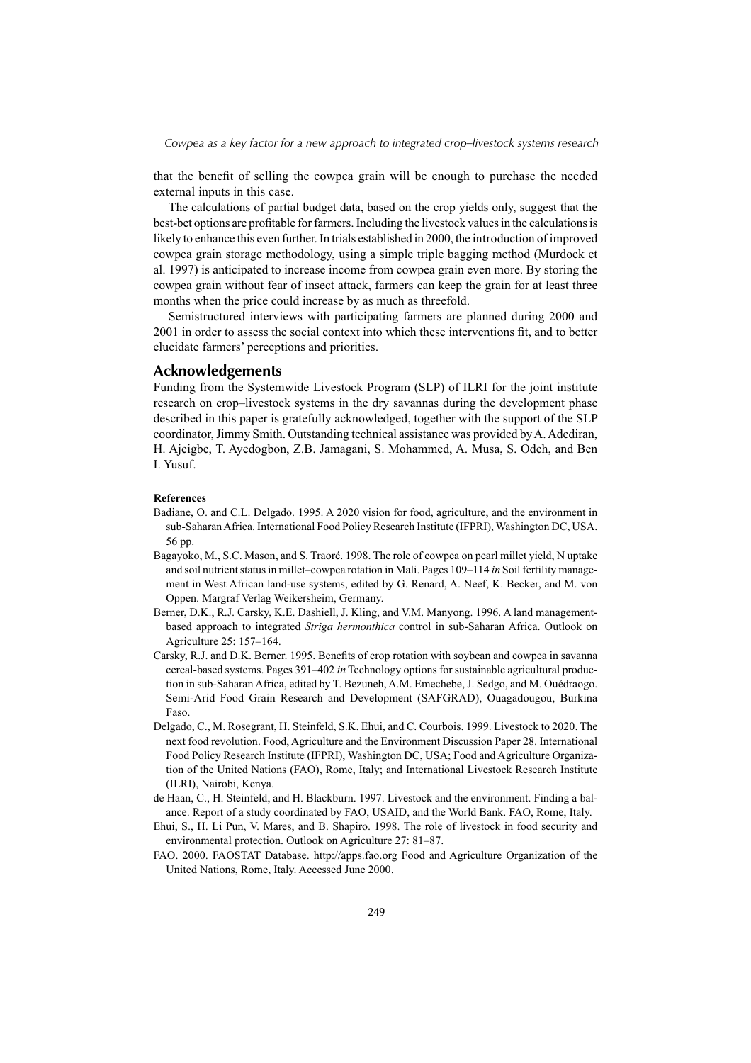that the benefit of selling the cowpea grain will be enough to purchase the needed external inputs in this case.

The calculations of partial budget data, based on the crop yields only, suggest that the best-bet options are profitable for farmers. Including the livestock values in the calculations is likely to enhance this even further. In trials established in 2000, the introduction of improved cowpea grain storage methodology, using a simple triple bagging method (Murdock et al. 1997) is anticipated to increase income from cowpea grain even more. By storing the cowpea grain without fear of insect attack, farmers can keep the grain for at least three months when the price could increase by as much as threefold.

Semistructured interviews with participating farmers are planned during 2000 and 2001 in order to assess the social context into which these interventions fit, and to better elucidate farmers' perceptions and priorities.

## Acknowledgements

Funding from the Systemwide Livestock Program (SLP) of ILRI for the joint institute research on crop–livestock systems in the dry savannas during the development phase described in this paper is gratefully acknowledged, together with the support of the SLP coordinator, Jimmy Smith. Outstanding technical assistance was provided by A. Adediran, H. Ajeigbe, T. Ayedogbon, Z.B. Jamagani, S. Mohammed, A. Musa, S. Odeh, and Ben I. Yusuf.

**References**

Badiane, O. and C.L. Delgado. 1995. A 2020 vision for food, agriculture, and the environment in sub-Saharan Africa. International Food Policy Research Institute (IFPRI), Washington DC, USA. 56 pp.

Bagayoko, M., S.C. Mason, and S. Traoré. 1998. The role of cowpea on pearl millet yield, N uptake and soil nutrient status in millet–cowpea rotation in Mali. Pages 109–114 *in* Soil fertility management in West African land-use systems, edited by G. Renard, A. Neef, K. Becker, and M. von Oppen. Margraf Verlag Weikersheim, Germany.

Berner, D.K., R.J. Carsky, K.E. Dashiell, J. Kling, and V.M. Manyong. 1996. A land management-based approach to integrated *Striga hermonthica* control in sub-Saharan Africa. Outlook on Agriculture 25: 157–164.

Carsky, R.J. and D.K. Berner. 1995. Benefits of crop rotation with soybean and cowpea in savanna cereal-based systems. Pages 391–402 *in* Technology options for sustainable agricultural production in sub-Saharan Africa, edited by T. Bezuneh, A.M. Emechebe, J. Sedgo, and M. Ouédraogo. Semi-Arid Food Grain Research and Development (SAFGRAD), Ouagadougou, Burkina Faso.

Delgado, C., M. Rosegrant, H. Steinfeld, S.K. Ehui, and C. Courbois. 1999. Livestock to 2020. The next food revolution. Food, Agriculture and the Environment Discussion Paper 28. International Food Policy Research Institute (IFPRI), Washington DC, USA; Food and Agriculture Organization of the United Nations (FAO), Rome, Italy; and International Livestock Research Institute (ILRI), Nairobi, Kenya.

de Haan, C., H. Steinfeld, and H. Blackburn. 1997. Livestock and the environment. Finding a balance. Report of a study coordinated by FAO, USAID, and the World Bank. FAO, Rome, Italy.

Ehui, S., H. Li Pun, V. Mares, and B. Shapiro. 1998. The role of livestock in food security and environmental protection. Outlook on Agriculture 27: 81–87.

FAO. 2000. FAOSTAT Database. http://apps.fao.org Food and Agriculture Organization of the United Nations, Rome, Italy. Accessed June 2000.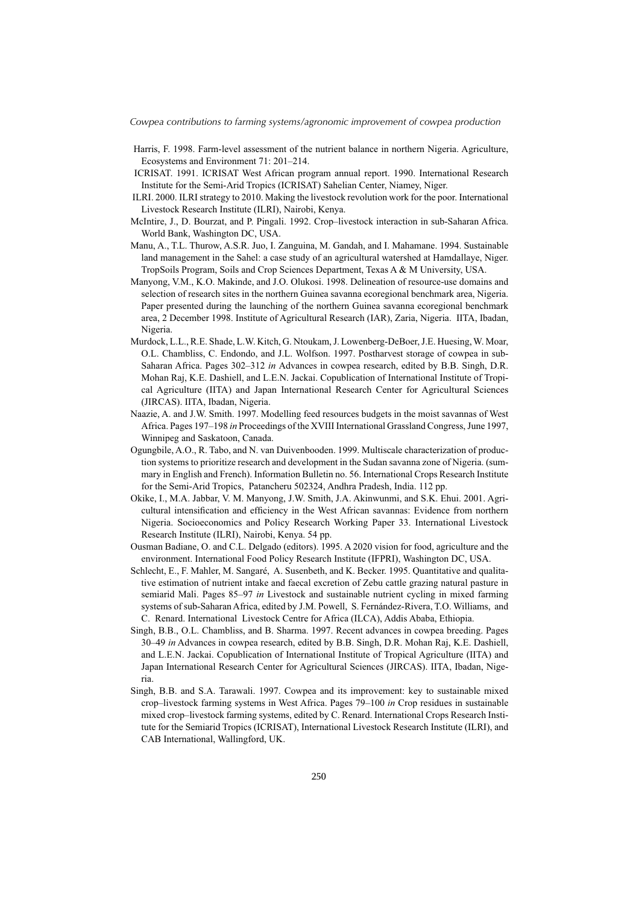Harris, F. 1998. Farm-level assessment of the nutrient balance in northern Nigeria. Agriculture, Ecosystems and Environment 71: 201–214.

ICRISAT. 1991. ICRISAT West African program annual report. 1990. International Research Institute for the Semi-Arid Tropics (ICRISAT) Sahelian Center, Niamey, Niger.

ILRI. 2000. ILRI strategy to 2010. Making the livestock revolution work for the poor. International Livestock Research Institute (ILRI), Nairobi, Kenya.

McIntire, J., D. Bourzat, and P. Pingali. 1992. Crop–livestock interaction in sub-Saharan Africa. World Bank, Washington DC, USA.

Manu, A., T.L. Thurow, A.S.R. Juo, I. Zanguina, M. Gandah, and I. Mahamane. 1994. Sustainable land management in the Sahel: a case study of an agricultural watershed at Hamdallaye, Niger. TropSoils Program, Soils and Crop Sciences Department, Texas A & M University, USA.

Manyong, V.M., K.O. Makinde, and J.O. Olukosi. 1998. Delineation of resource-use domains and selection of research sites in the northern Guinea savanna ecoregional benchmark area, Nigeria. Paper presented during the launching of the northern Guinea savanna ecoregional benchmark area, 2 December 1998. Institute of Agricultural Research (IAR), Zaria, Nigeria. IITA, Ibadan, Nigeria.

Murdock, L.L., R.E. Shade, L.W. Kitch, G. Ntoukam, J. Lowenberg-DeBoer, J.E. Huesing, W. Moar, O.L. Chambliss, C. Endondo, and J.L. Wolfson. 1997. Postharvest storage of cowpea in sub-Saharan Africa. Pages 302–312 *in* Advances in cowpea research, edited by B.B. Singh, D.R. Mohan Raj, K.E. Dashiell, and L.E.N. Jackai. Copublication of International Institute of Tropical Agriculture (IITA) and Japan International Research Center for Agricultural Sciences (JIRCAS). IITA, Ibadan, Nigeria.

Naazie, A. and J.W. Smith. 1997. Modelling feed resources budgets in the moist savannas of West Africa. Pages 197–198 *in* Proceedings of the XVIII International Grassland Congress, June 1997, Winnipeg and Saskatoon, Canada.

Ogungbile, A.O., R. Tabo, and N. van Duivenbooden. 1999. Multiscale characterization of production systems to prioritize research and development in the Sudan savanna zone of Nigeria. (summary in English and French). Information Bulletin no. 56. International Crops Research Institute for the Semi-Arid Tropics, Patancheru 502324, Andhra Pradesh, India. 112 pp.

Okike, I., M.A. Jabbar, V. M. Manyong, J.W. Smith, J.A. Akinwunmi, and S.K. Ehui. 2001. Agricultural intensification and efficiency in the West African savannas: Evidence from northern Nigeria. Socioeconomics and Policy Research Working Paper 33. International Livestock Research Institute (ILRI), Nairobi, Kenya. 54 pp.

Ousman Badiane, O. and C.L. Delgado (editors). 1995. A 2020 vision for food, agriculture and the environment. International Food Policy Research Institute (IFPRI), Washington DC, USA.

Schlecht, E., F. Mahler, M. Sangaré, A. Susenbeth, and K. Becker. 1995. Quantitative and qualitative estimation of nutrient intake and faecal excretion of Zebu cattle grazing natural pasture in semiarid Mali. Pages 85–97 *in* Livestock and sustainable nutrient cycling in mixed farming systems of sub-Saharan Africa, edited by J.M. Powell, S. Fernández-Rivera, T.O. Williams, and C. Renard. International Livestock Centre for Africa (ILCA), Addis Ababa, Ethiopia.

Singh, B.B., O.L. Chambliss, and B. Sharma. 1997. Recent advances in cowpea breeding. Pages 30–49 *in* Advances in cowpea research, edited by B.B. Singh, D.R. Mohan Raj, K.E. Dashiell, and L.E.N. Jackai. Copublication of International Institute of Tropical Agriculture (IITA) and Japan International Research Center for Agricultural Sciences (JIRCAS). IITA, Ibadan, Nigeria.

Singh, B.B. and S.A. Tarawali. 1997. Cowpea and its improvement: key to sustainable mixed crop–livestock farming systems in West Africa. Pages 79–100 *in* Crop residues in sustainable mixed crop–livestock farming systems, edited by C. Renard. International Crops Research Institute for the Semiarid Tropics (ICRISAT), International Livestock Research Institute (ILRI), and CAB International, Wallingford, UK.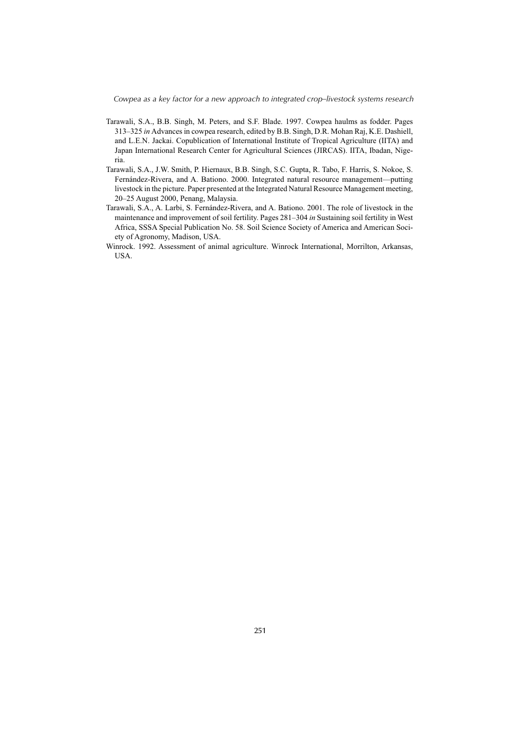Tarawali, S.A., B.B. Singh, M. Peters, and S.F. Blade. 1997. Cowpea haulms as fodder. Pages 313–325 *in* Advances in cowpea research, edited by B.B. Singh, D.R. Mohan Raj, K.E. Dashiell, and L.E.N. Jackai. Copublication of International Institute of Tropical Agriculture (IITA) and Japan International Research Center for Agricultural Sciences (JIRCAS). IITA, Ibadan, Nigeria.

Tarawali, S.A., J.W. Smith, P. Hiernaux, B.B. Singh, S.C. Gupta, R. Tabo, F. Harris, S. Nokoe, S. Fernández-Rivera, and A. Bationo. 2000. Integrated natural resource management—putting livestock in the picture. Paper presented at the Integrated Natural Resource Management meeting, 20–25 August 2000, Penang, Malaysia.

Tarawali, S.A., A. Larbi, S. Fernández-Rivera, and A. Bationo. 2001. The role of livestock in the maintenance and improvement of soil fertility. Pages 281–304 *in* Sustaining soil fertility in West Africa, SSSA Special Publication No. 58. Soil Science Society of America and American Society of Agronomy, Madison, USA.

Winrock. 1992. Assessment of animal agriculture. Winrock International, Morrilton, Arkansas, USA.